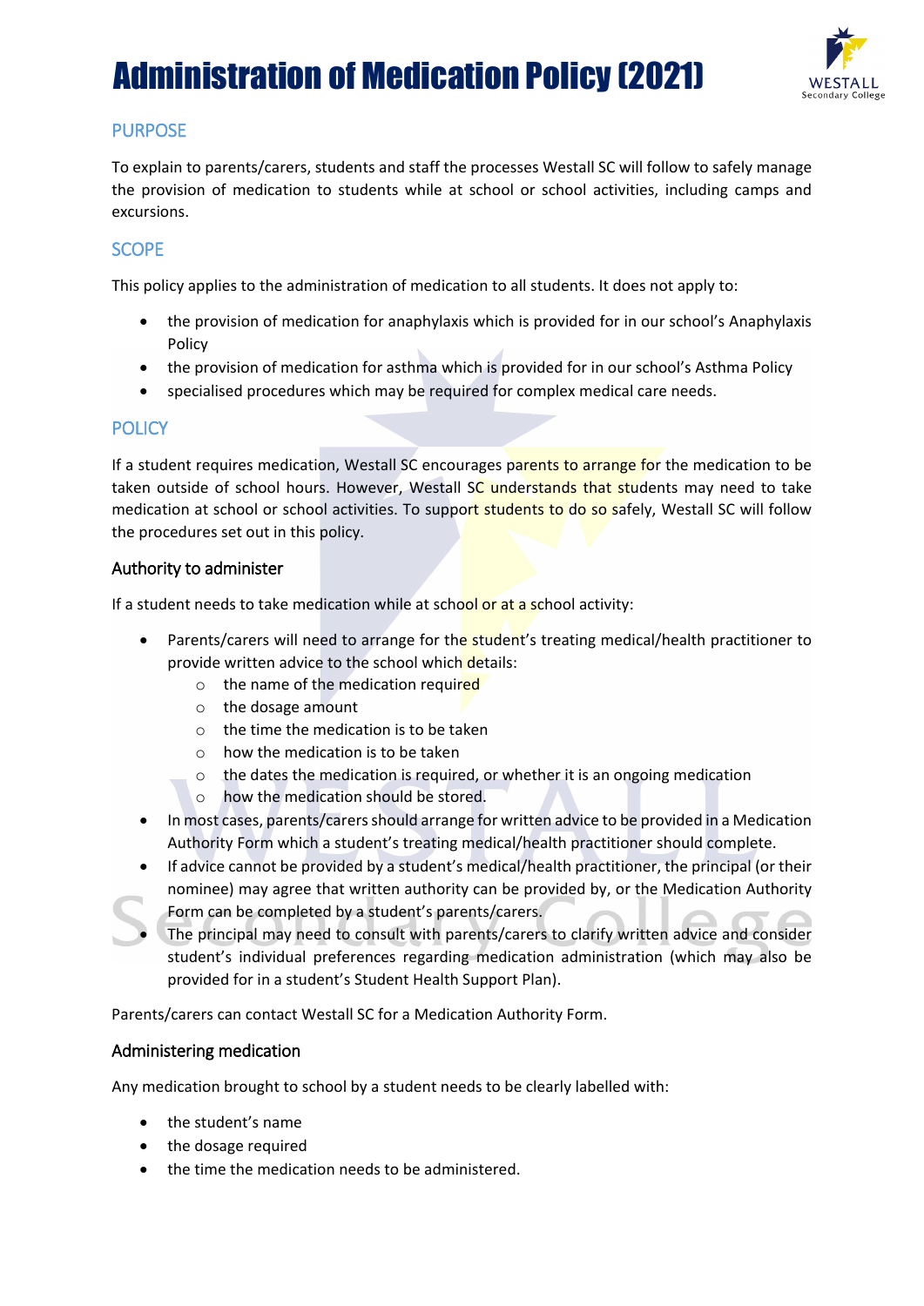# Administration of Medication Policy (2021)

## PURPOSE

To explain to parents/carers, students and staff the processes Westall SC will follow to safely manage the provision of medication to students while at school or school activities, including camps and excursions.

## SCOPE

This policy applies to the administration of medication to all students. It does not apply to:

- the provision of medication for anaphylaxis which is provided for in our school's Anaphylaxis Policy
- the provision of medication for asthma which is provided for in our school's Asthma Policy
- specialised procedures which may be required for complex medical care needs.

## POLICY

If a student requires medication, Westall SC encourages parents to arrange for the medication to be taken outside of school hours. However, Westall SC understands that students may need to take medication at school or school activities. To support students to do so safely, Westall SC will follow the procedures set out in this policy.

### Authority to administer

If a student needs to take medication while at school or at a school activity:

- Parents/carers will need to arrange for the student's treating medical/health practitioner to provide written advice to the school which details:
    - the name of the medication required
    - the dosage amount
    - the time the medication is to be taken
    - how the medication is to be taken
    - the dates the medication is required, or whether it is an ongoing medication
    - how the medication should be stored.
- In most cases, parents/carers should arrange for written advice to be provided in a Medication Authority Form which a student's treating medical/health practitioner should complete.
- If advice cannot be provided by a student's medical/health practitioner, the principal (or their nominee) may agree that written authority can be provided by, or the Medication Authority Form can be completed by a student's parents/carers.
- The principal may need to consult with parents/carers to clarify written advice and consider student's individual preferences regarding medication administration (which may also be provided for in a student's Student Health Support Plan).

Parents/carers can contact Westall SC for a Medication Authority Form.

### Administering medication

Any medication brought to school by a student needs to be clearly labelled with:

- the student's name
- the dosage required
- the time the medication needs to be administered.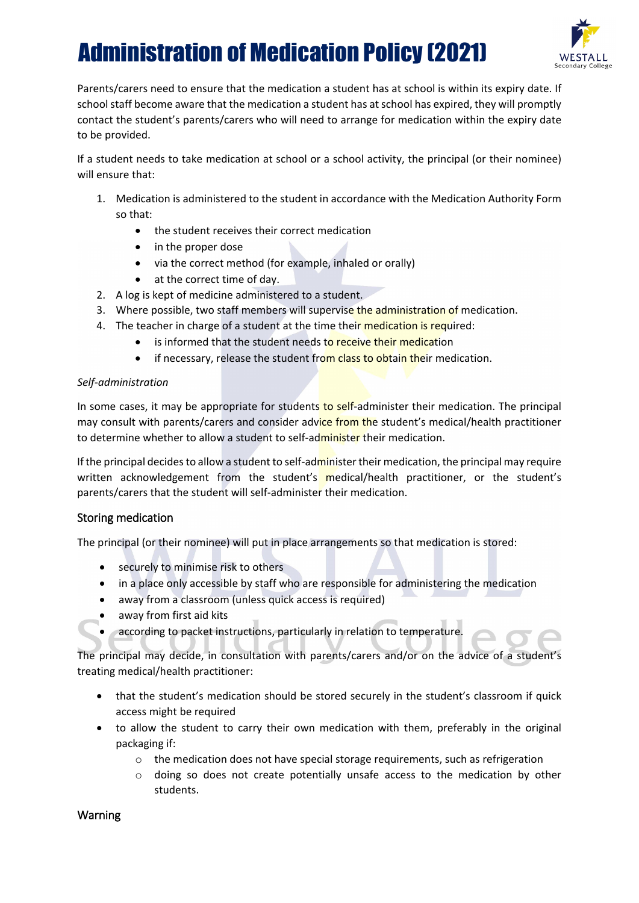Parents/carers need to ensure that the medication a student has at school is within its expiry date. If school staff become aware that the medication a student has at school has expired, they will promptly contact the student's parents/carers who will need to arrange for medication within the expiry date to be provided.

If a student needs to take medication at school or a school activity, the principal (or their nominee) will ensure that:

1. Medication is administered to the student in accordance with the Medication Authority Form so that:
   - the student receives their correct medication
   - in the proper dose
   - via the correct method (for example, inhaled or orally)
   - at the correct time of day.
2. A log is kept of medicine administered to a student.
3. Where possible, two staff members will supervise the administration of medication.
4. The teacher in charge of a student at the time their medication is required:
   - is informed that the student needs to receive their medication
   - if necessary, release the student from class to obtain their medication.

*Self-administration*

In some cases, it may be appropriate for students to self-administer their medication. The principal may consult with parents/carers and consider advice from the student's medical/health practitioner to determine whether to allow a student to self-administer their medication.

If the principal decides to allow a student to self-administer their medication, the principal may require written acknowledgement from the student's medical/health practitioner, or the student's parents/carers that the student will self-administer their medication.

## Storing medication

The principal (or their nominee) will put in place arrangements so that medication is stored:

- securely to minimise risk to others
- in a place only accessible by staff who are responsible for administering the medication
- away from a classroom (unless quick access is required)
- away from first aid kits
- according to packet instructions, particularly in relation to temperature.

The principal may decide, in consultation with parents/carers and/or on the advice of a student's treating medical/health practitioner:

- that the student's medication should be stored securely in the student's classroom if quick access might be required
- to allow the student to carry their own medication with them, preferably in the original packaging if:
  - the medication does not have special storage requirements, such as refrigeration
  - doing so does not create potentially unsafe access to the medication by other students.

## Warning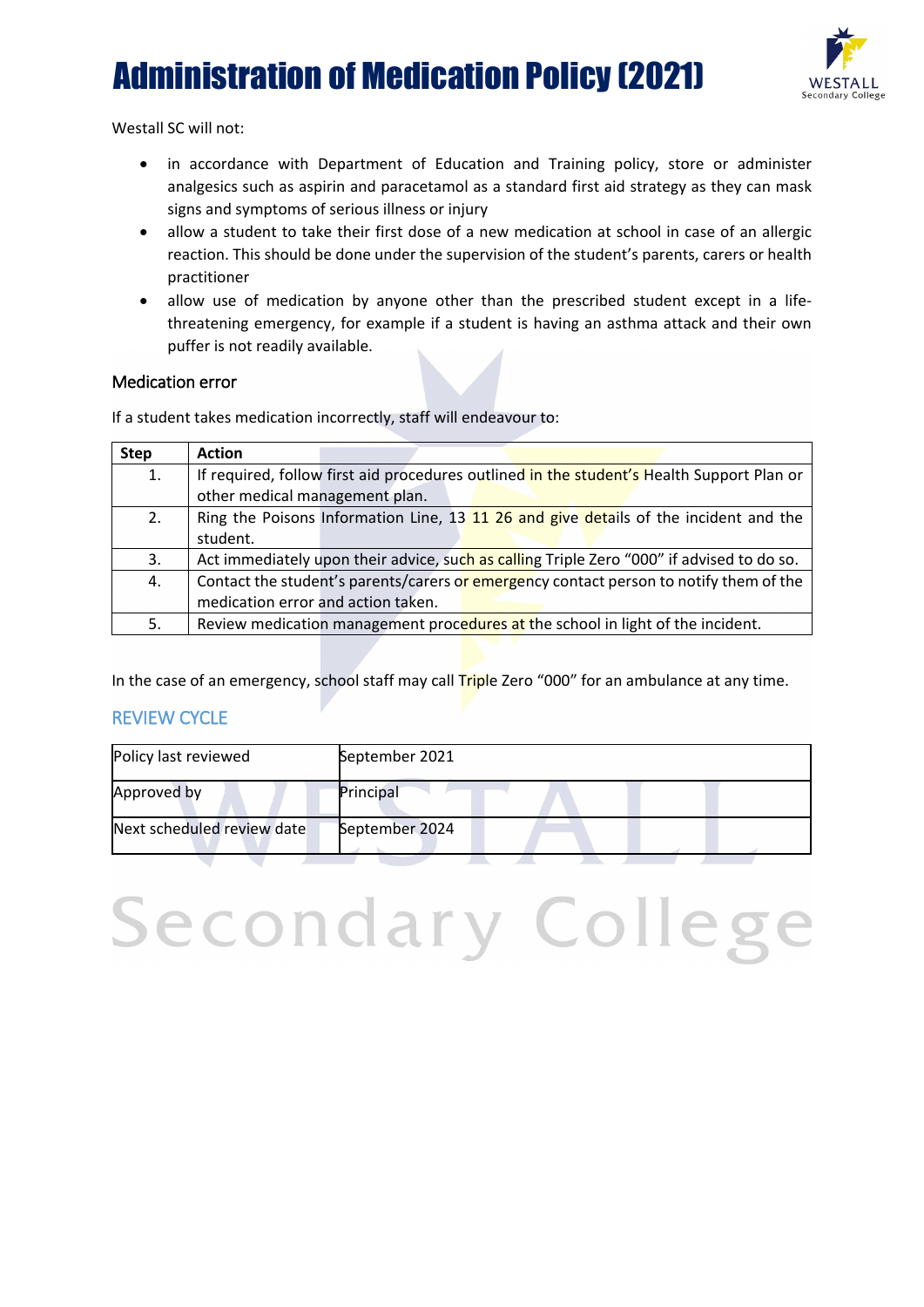Westall SC will not:

- in accordance with Department of Education and Training policy, store or administer analgesics such as aspirin and paracetamol as a standard first aid strategy as they can mask signs and symptoms of serious illness or injury
- allow a student to take their first dose of a new medication at school in case of an allergic reaction. This should be done under the supervision of the student's parents, carers or health practitioner
- allow use of medication by anyone other than the prescribed student except in a life-threatening emergency, for example if a student is having an asthma attack and their own puffer is not readily available.

### Medication error

If a student takes medication incorrectly, staff will endeavour to:

| Step | Action |
|---|---|
| 1. | If required, follow first aid procedures outlined in the student's Health Support Plan or other medical management plan. |
| 2. | Ring the Poisons Information Line, 13 11 26 and give details of the incident and the student. |
| 3. | Act immediately upon their advice, such as calling Triple Zero "000" if advised to do so. |
| 4. | Contact the student's parents/carers or emergency contact person to notify them of the medication error and action taken. |
| 5. | Review medication management procedures at the school in light of the incident. |

In the case of an emergency, school staff may call Triple Zero "000" for an ambulance at any time.

## REVIEW CYCLE

| | |
|---|---|
| Policy last reviewed | September 2021 |
| Approved by | Principal |
| Next scheduled review date | September 2024 |